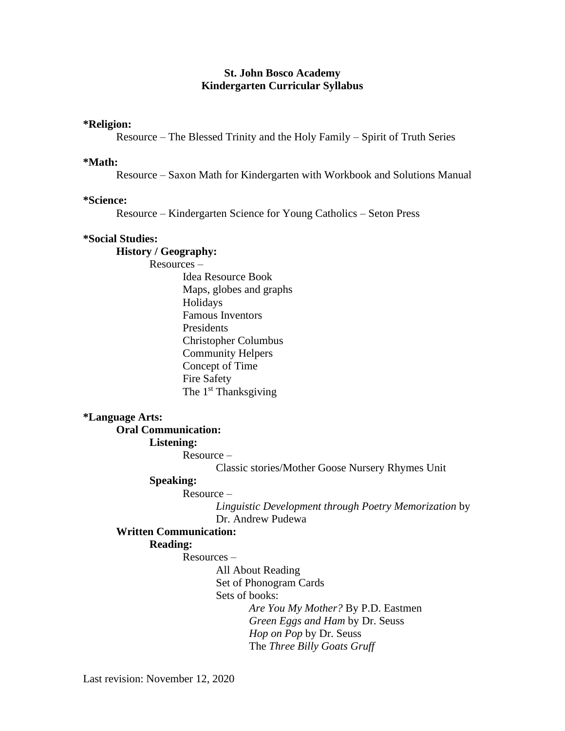# St. John Bosco Academy
## Kindergarten Curricular Syllabus

**\*Religion:**

Resource – The Blessed Trinity and the Holy Family – Spirit of Truth Series

**\*Math:**

Resource – Saxon Math for Kindergarten with Workbook and Solutions Manual

**\*Science:**

Resource – Kindergarten Science for Young Catholics – Seton Press

**\*Social Studies:**

- **History / Geography:**
  - Resources –
    - Idea Resource Book
    - Maps, globes and graphs
    - Holidays
    - Famous Inventors
    - Presidents
    - Christopher Columbus
    - Community Helpers
    - Concept of Time
    - Fire Safety
    - The 1st Thanksgiving

**\*Language Arts:**

- **Oral Communication:**
  - **Listening:**
    - Resource –
      - Classic stories/Mother Goose Nursery Rhymes Unit
  - **Speaking:**
    - Resource –
      - *Linguistic Development through Poetry Memorization* by Dr. Andrew Pudewa
- **Written Communication:**
  - **Reading:**
    - Resources –
      - All About Reading
      - Set of Phonogram Cards
      - Sets of books:
        - *Are You My Mother?* By P.D. Eastmen
        - *Green Eggs and Ham* by Dr. Seuss
        - *Hop on Pop* by Dr. Seuss
        - The *Three Billy Goats Gruff*

Last revision: November 12, 2020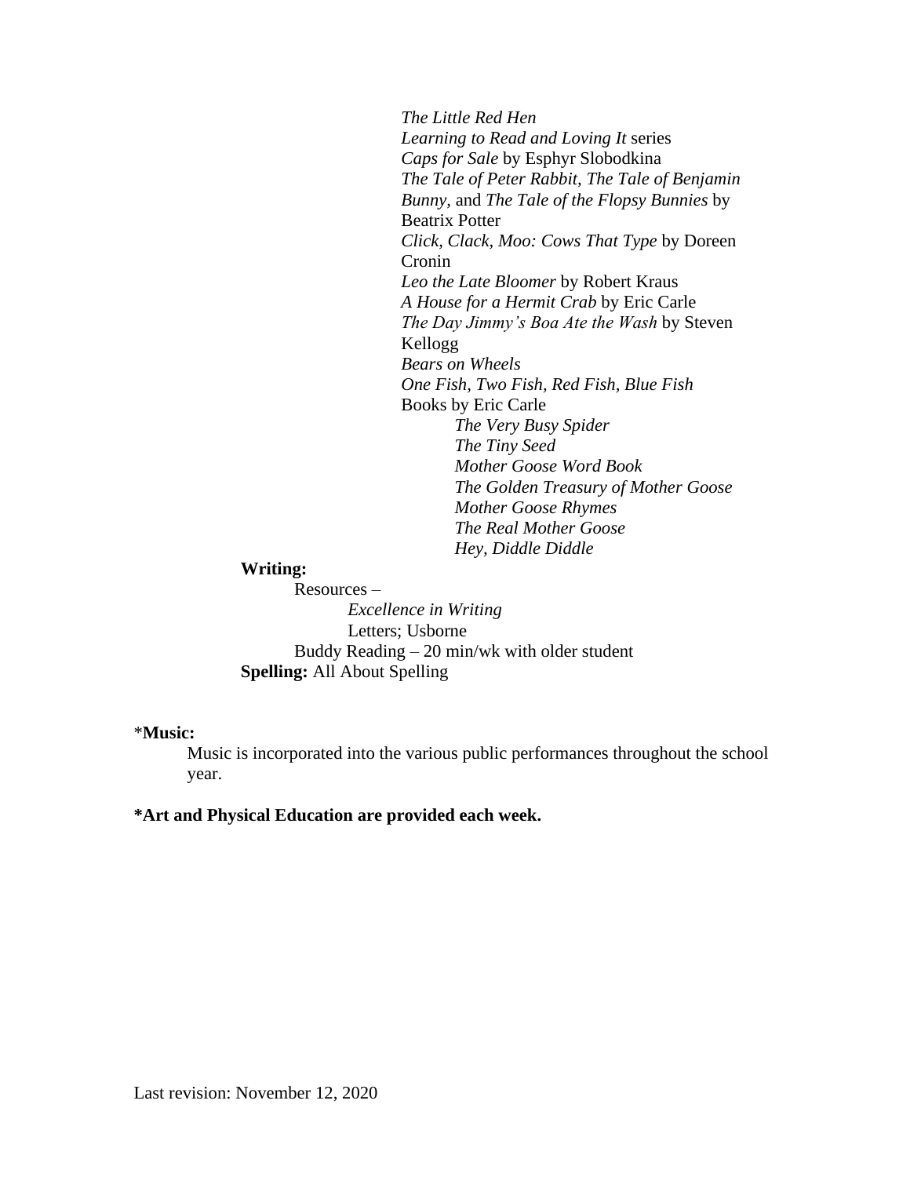*The Little Red Hen*
*Learning to Read and Loving It* series
*Caps for Sale* by Esphyr Slobodkina
*The Tale of Peter Rabbit, The Tale of Benjamin Bunny,* and *The Tale of the Flopsy Bunnies* by Beatrix Potter
*Click, Clack, Moo: Cows That Type* by Doreen Cronin
*Leo the Late Bloomer* by Robert Kraus
*A House for a Hermit Crab* by Eric Carle
*The Day Jimmy's Boa Ate the Wash* by Steven Kellogg
*Bears on Wheels*
*One Fish, Two Fish, Red Fish, Blue Fish*
Books by Eric Carle
- *The Very Busy Spider*
- *The Tiny Seed*
- *Mother Goose Word Book*
- *The Golden Treasury of Mother Goose*
- *Mother Goose Rhymes*
- *The Real Mother Goose*
- *Hey, Diddle Diddle*

**Writing:**
- Resources –
  - *Excellence in Writing*
  - Letters; Usborne
- Buddy Reading – 20 min/wk with older student

**Spelling:** All About Spelling

*__Music:__
Music is incorporated into the various public performances throughout the school year.

**\*Art and Physical Education are provided each week.**

Last revision: November 12, 2020